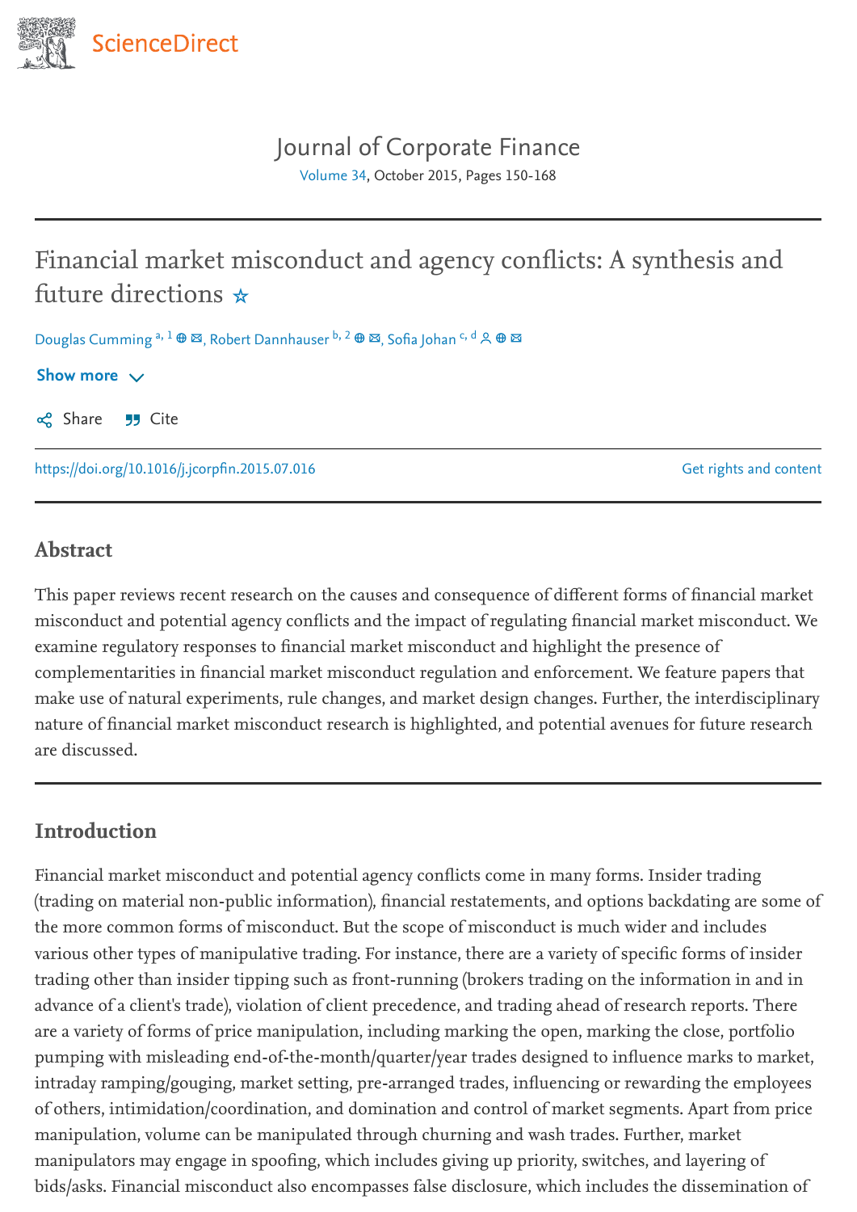ScienceDirect

Journal of Corporate Finance

Volume 34, October 2015, Pages 150-168

# Financial market misconduct and agency conflicts: A synthesis and future directions ☆

Douglas Cumming [a, 1], Robert Dannhauser [b, 2], Sofia Johan [c, d]

Show more

Share Cite

https://doi.org/10.1016/j.jcorpfin.2015.07.016

Get rights and content

## Abstract

This paper reviews recent research on the causes and consequence of different forms of financial market misconduct and potential agency conflicts and the impact of regulating financial market misconduct. We examine regulatory responses to financial market misconduct and highlight the presence of complementarities in financial market misconduct regulation and enforcement. We feature papers that make use of natural experiments, rule changes, and market design changes. Further, the interdisciplinary nature of financial market misconduct research is highlighted, and potential avenues for future research are discussed.

## Introduction

Financial market misconduct and potential agency conflicts come in many forms. Insider trading (trading on material non-public information), financial restatements, and options backdating are some of the more common forms of misconduct. But the scope of misconduct is much wider and includes various other types of manipulative trading. For instance, there are a variety of specific forms of insider trading other than insider tipping such as front-running (brokers trading on the information in and in advance of a client's trade), violation of client precedence, and trading ahead of research reports. There are a variety of forms of price manipulation, including marking the open, marking the close, portfolio pumping with misleading end-of-the-month/quarter/year trades designed to influence marks to market, intraday ramping/gouging, market setting, pre-arranged trades, influencing or rewarding the employees of others, intimidation/coordination, and domination and control of market segments. Apart from price manipulation, volume can be manipulated through churning and wash trades. Further, market manipulators may engage in spoofing, which includes giving up priority, switches, and layering of bids/asks. Financial misconduct also encompasses false disclosure, which includes the dissemination of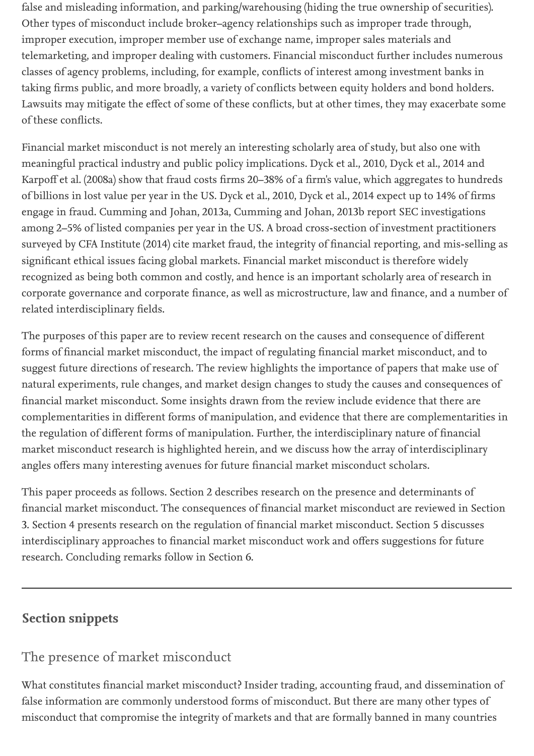false and misleading information, and parking/warehousing (hiding the true ownership of securities). Other types of misconduct include broker–agency relationships such as improper trade through, improper execution, improper member use of exchange name, improper sales materials and telemarketing, and improper dealing with customers. Financial misconduct further includes numerous classes of agency problems, including, for example, conflicts of interest among investment banks in taking firms public, and more broadly, a variety of conflicts between equity holders and bond holders. Lawsuits may mitigate the effect of some of these conflicts, but at other times, they may exacerbate some of these conflicts.

Financial market misconduct is not merely an interesting scholarly area of study, but also one with meaningful practical industry and public policy implications. Dyck et al., 2010, Dyck et al., 2014 and Karpoff et al. (2008a) show that fraud costs firms 20–38% of a firm's value, which aggregates to hundreds of billions in lost value per year in the US. Dyck et al., 2010, Dyck et al., 2014 expect up to 14% of firms engage in fraud. Cumming and Johan, 2013a, Cumming and Johan, 2013b report SEC investigations among 2–5% of listed companies per year in the US. A broad cross-section of investment practitioners surveyed by CFA Institute (2014) cite market fraud, the integrity of financial reporting, and mis-selling as significant ethical issues facing global markets. Financial market misconduct is therefore widely recognized as being both common and costly, and hence is an important scholarly area of research in corporate governance and corporate finance, as well as microstructure, law and finance, and a number of related interdisciplinary fields.

The purposes of this paper are to review recent research on the causes and consequence of different forms of financial market misconduct, the impact of regulating financial market misconduct, and to suggest future directions of research. The review highlights the importance of papers that make use of natural experiments, rule changes, and market design changes to study the causes and consequences of financial market misconduct. Some insights drawn from the review include evidence that there are complementarities in different forms of manipulation, and evidence that there are complementarities in the regulation of different forms of manipulation. Further, the interdisciplinary nature of financial market misconduct research is highlighted herein, and we discuss how the array of interdisciplinary angles offers many interesting avenues for future financial market misconduct scholars.

This paper proceeds as follows. Section 2 describes research on the presence and determinants of financial market misconduct. The consequences of financial market misconduct are reviewed in Section 3. Section 4 presents research on the regulation of financial market misconduct. Section 5 discusses interdisciplinary approaches to financial market misconduct work and offers suggestions for future research. Concluding remarks follow in Section 6.

---

## Section snippets

### The presence of market misconduct

What constitutes financial market misconduct? Insider trading, accounting fraud, and dissemination of false information are commonly understood forms of misconduct. But there are many other types of misconduct that compromise the integrity of markets and that are formally banned in many countries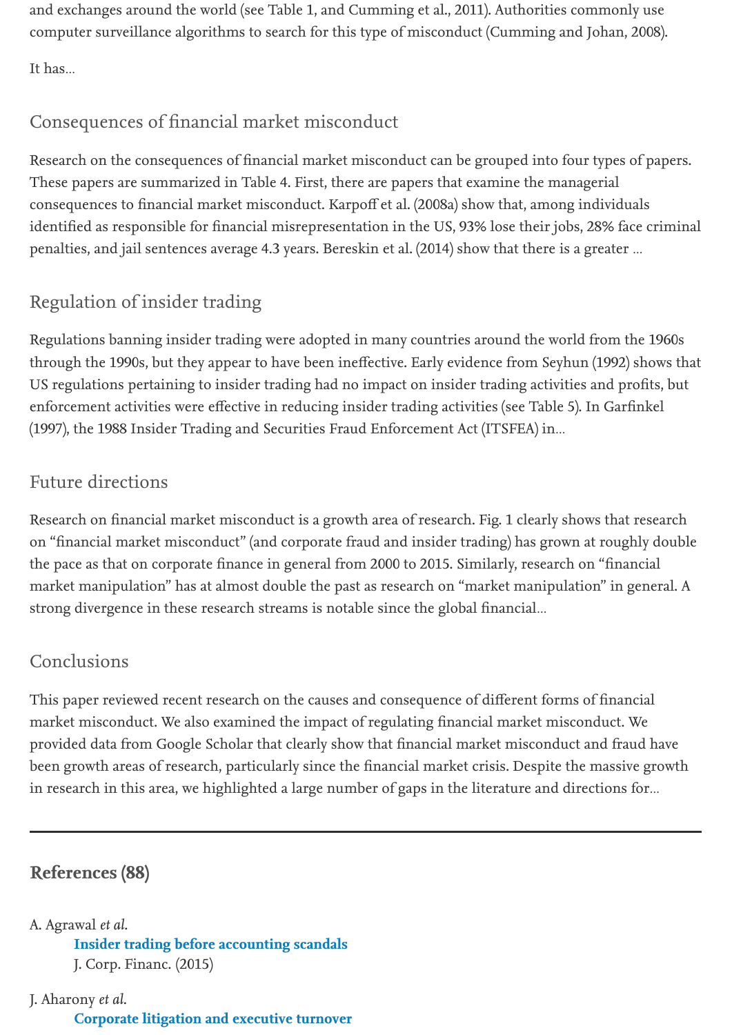and exchanges around the world (see Table 1, and Cumming et al., 2011). Authorities commonly use computer surveillance algorithms to search for this type of misconduct (Cumming and Johan, 2008).

It has...

## Consequences of financial market misconduct

Research on the consequences of financial market misconduct can be grouped into four types of papers. These papers are summarized in Table 4. First, there are papers that examine the managerial consequences to financial market misconduct. Karpoff et al. (2008a) show that, among individuals identified as responsible for financial misrepresentation in the US, 93% lose their jobs, 28% face criminal penalties, and jail sentences average 4.3 years. Bereskin et al. (2014) show that there is a greater ...

## Regulation of insider trading

Regulations banning insider trading were adopted in many countries around the world from the 1960s through the 1990s, but they appear to have been ineffective. Early evidence from Seyhun (1992) shows that US regulations pertaining to insider trading had no impact on insider trading activities and profits, but enforcement activities were effective in reducing insider trading activities (see Table 5). In Garfinkel (1997), the 1988 Insider Trading and Securities Fraud Enforcement Act (ITSFEA) in...

## Future directions

Research on financial market misconduct is a growth area of research. Fig. 1 clearly shows that research on "financial market misconduct" (and corporate fraud and insider trading) has grown at roughly double the pace as that on corporate finance in general from 2000 to 2015. Similarly, research on "financial market manipulation" has at almost double the past as research on "market manipulation" in general. A strong divergence in these research streams is notable since the global financial...

## Conclusions

This paper reviewed recent research on the causes and consequence of different forms of financial market misconduct. We also examined the impact of regulating financial market misconduct. We provided data from Google Scholar that clearly show that financial market misconduct and fraud have been growth areas of research, particularly since the financial market crisis. Despite the massive growth in research in this area, we highlighted a large number of gaps in the literature and directions for...

---

## References (88)

A. Agrawal *et al.*
**Insider trading before accounting scandals**
J. Corp. Financ. (2015)

J. Aharony *et al.*
**Corporate litigation and executive turnover**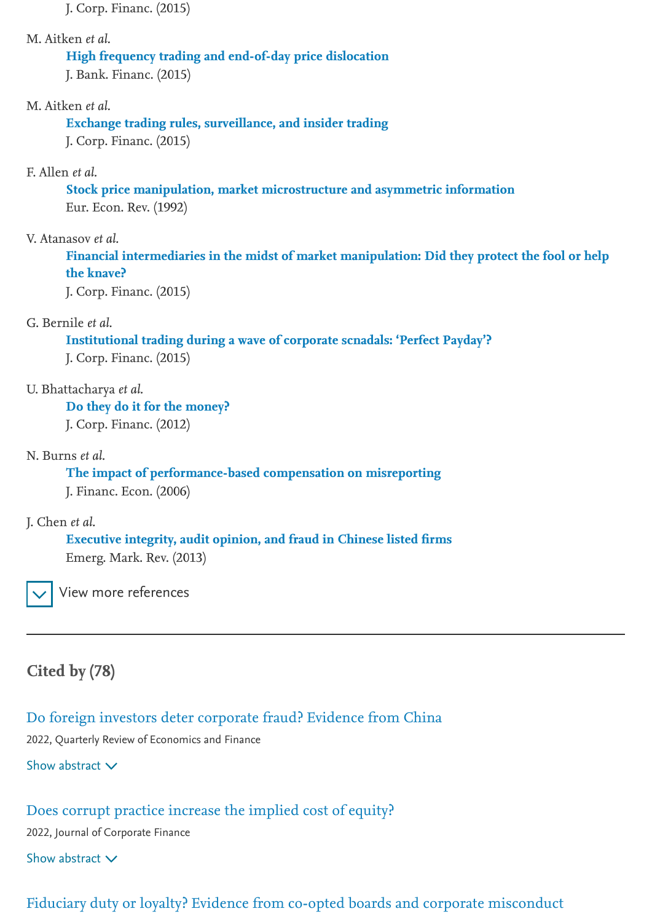J. Corp. Financ. (2015)

M. Aitken *et al.*

**High frequency trading and end-of-day price dislocation**

J. Bank. Financ. (2015)

M. Aitken *et al.*

**Exchange trading rules, surveillance, and insider trading**

J. Corp. Financ. (2015)

F. Allen *et al.*

**Stock price manipulation, market microstructure and asymmetric information**

Eur. Econ. Rev. (1992)

V. Atanasov *et al.*

**Financial intermediaries in the midst of market manipulation: Did they protect the fool or help the knave?**

J. Corp. Financ. (2015)

G. Bernile *et al.*

**Institutional trading during a wave of corporate scnadals: 'Perfect Payday'?**

J. Corp. Financ. (2015)

U. Bhattacharya *et al.*

**Do they do it for the money?**

J. Corp. Financ. (2012)

N. Burns *et al.*

**The impact of performance-based compensation on misreporting**

J. Financ. Econ. (2006)

J. Chen *et al.*

**Executive integrity, audit opinion, and fraud in Chinese listed firms**

Emerg. Mark. Rev. (2013)

View more references

---

## Cited by (78)

Do foreign investors deter corporate fraud? Evidence from China

2022, Quarterly Review of Economics and Finance

Show abstract

Does corrupt practice increase the implied cost of equity?

2022, Journal of Corporate Finance

Show abstract

Fiduciary duty or loyalty? Evidence from co-opted boards and corporate misconduct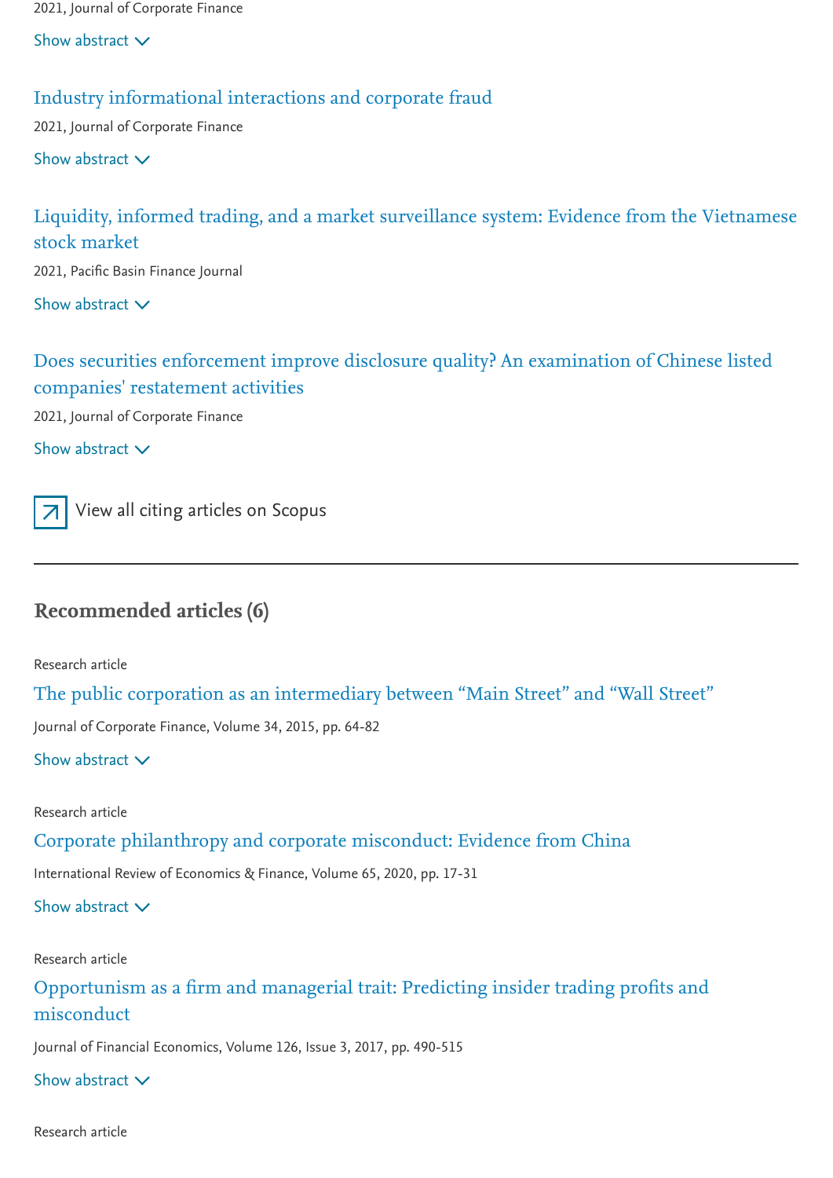2021, Journal of Corporate Finance

Show abstract

Industry informational interactions and corporate fraud

2021, Journal of Corporate Finance

Show abstract

Liquidity, informed trading, and a market surveillance system: Evidence from the Vietnamese stock market

2021, Pacific Basin Finance Journal

Show abstract

Does securities enforcement improve disclosure quality? An examination of Chinese listed companies' restatement activities

2021, Journal of Corporate Finance

Show abstract

View all citing articles on Scopus

---

## Recommended articles (6)

Research article

The public corporation as an intermediary between “Main Street” and “Wall Street”

Journal of Corporate Finance, Volume 34, 2015, pp. 64-82

Show abstract

Research article

Corporate philanthropy and corporate misconduct: Evidence from China

International Review of Economics & Finance, Volume 65, 2020, pp. 17-31

Show abstract

Research article

Opportunism as a firm and managerial trait: Predicting insider trading profits and misconduct

Journal of Financial Economics, Volume 126, Issue 3, 2017, pp. 490-515

Show abstract

Research article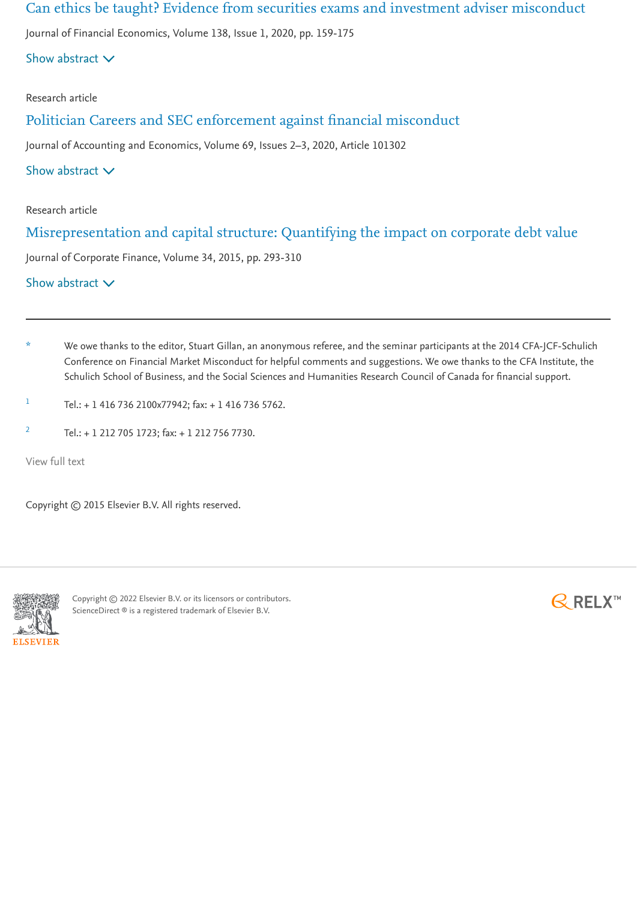Can ethics be taught? Evidence from securities exams and investment adviser misconduct

Journal of Financial Economics, Volume 138, Issue 1, 2020, pp. 159-175

Show abstract

Research article

Politician Careers and SEC enforcement against financial misconduct

Journal of Accounting and Economics, Volume 69, Issues 2–3, 2020, Article 101302

Show abstract

Research article

Misrepresentation and capital structure: Quantifying the impact on corporate debt value

Journal of Corporate Finance, Volume 34, 2015, pp. 293-310

Show abstract

---

* We owe thanks to the editor, Stuart Gillan, an anonymous referee, and the seminar participants at the 2014 CFA-JCF-Schulich Conference on Financial Market Misconduct for helpful comments and suggestions. We owe thanks to the CFA Institute, the Schulich School of Business, and the Social Sciences and Humanities Research Council of Canada for financial support.

[1] Tel.: + 1 416 736 2100x77942; fax: + 1 416 736 5762.

[2] Tel.: + 1 212 705 1723; fax: + 1 212 756 7730.

View full text

Copyright © 2015 Elsevier B.V. All rights reserved.

Copyright © 2022 Elsevier B.V. or its licensors or contributors. ScienceDirect ® is a registered trademark of Elsevier B.V.